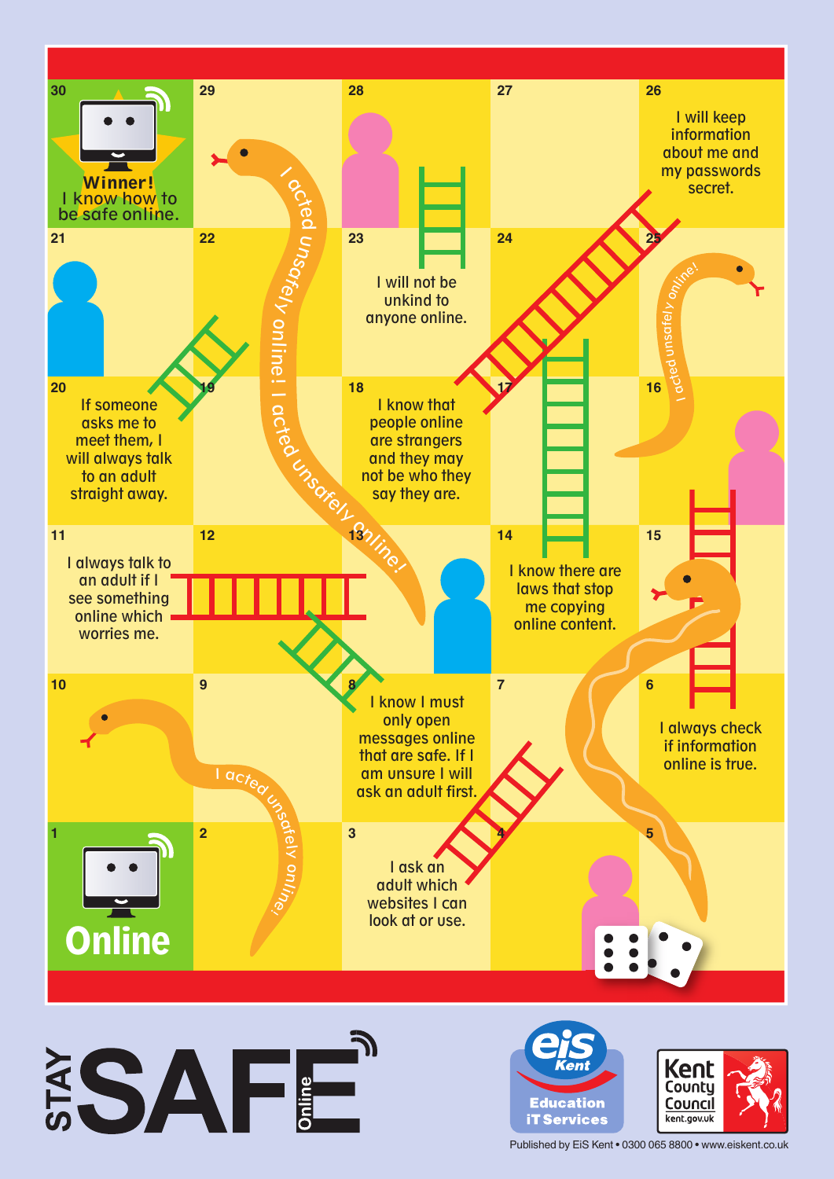# Stay Safe Online

**30** — **Winner!** I know how to be safe online.

**29**

**28**

**27**

**26** — I will keep information about me and my passwords secret.

**21**

**22**

**23** — I will not be unkind to anyone online.

**24**

**25**

**20** — If someone asks me to meet them, I will always talk to an adult straight away.

**19**

**18** — I know that people online are strangers and they may not be who they say they are.

**17**

**16**

**11** — I always talk to an adult if I see something online which worries me.

**12**

**13**

**14** — I know there are laws that stop me copying online content.

**15**

**10**

**9**

**8** — I know I must only open messages online that are safe. If I am unsure I will ask an adult first.

**7**

**6** — I always check if information online is true.

**1** — **Online**

**2**

**3** — I ask an adult which websites I can look at or use.

**4**

**5**

Snakes: I acted unsafely online! I acted unsafely online!

STAY SAFE Online

eis Kent Education iT Services

Kent County Council kent.gov.uk

Published by EiS Kent • 0300 065 8800 • www.eiskent.co.uk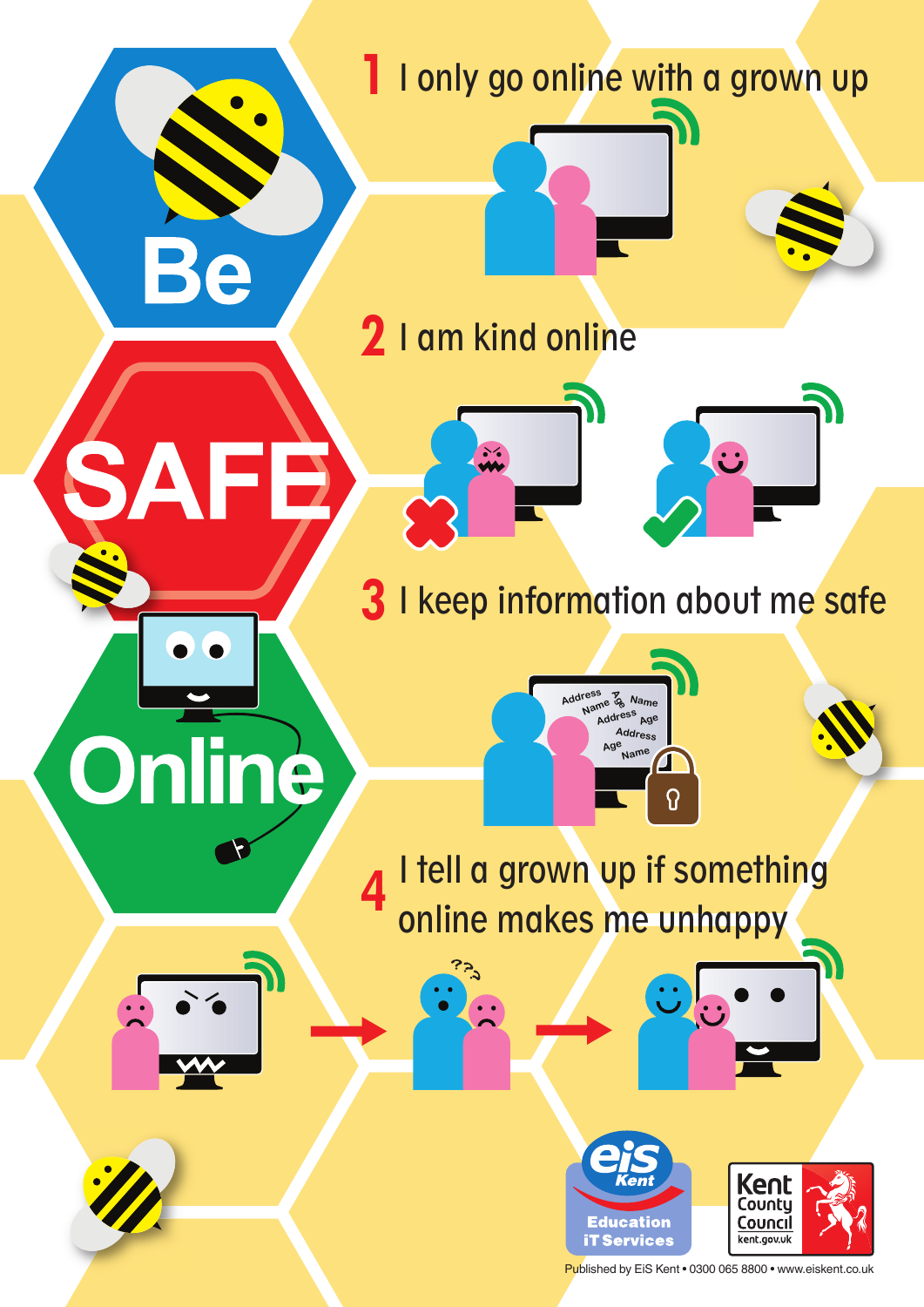# Be SAFE Online

1. I only go online with a grown up
2. I am kind online
3. I keep information about me safe
4. I tell a grown up if something online makes me unhappy

Published by EiS Kent • 0300 065 8800 • www.eiskent.co.uk